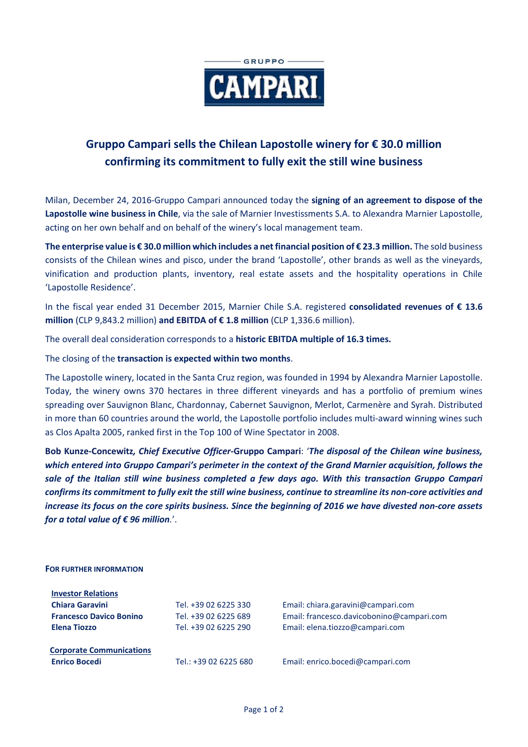GRUPPO

CAMPARI

# Gruppo Campari sells the Chilean Lapostolle winery for € 30.0 million confirming its commitment to fully exit the still wine business

Milan, December 24, 2016-Gruppo Campari announced today the **signing of an agreement to dispose of the Lapostolle wine business in Chile**, via the sale of Marnier Investissments S.A. to Alexandra Marnier Lapostolle, acting on her own behalf and on behalf of the winery's local management team.

**The enterprise value is € 30.0 million which includes a net financial position of € 23.3 million.** The sold business consists of the Chilean wines and pisco, under the brand 'Lapostolle', other brands as well as the vineyards, vinification and production plants, inventory, real estate assets and the hospitality operations in Chile 'Lapostolle Residence'.

In the fiscal year ended 31 December 2015, Marnier Chile S.A. registered **consolidated revenues of € 13.6 million** (CLP 9,843.2 million) **and EBITDA of € 1.8 million** (CLP 1,336.6 million).

The overall deal consideration corresponds to a **historic EBITDA multiple of 16.3 times.**

The closing of the **transaction is expected within two months**.

The Lapostolle winery, located in the Santa Cruz region, was founded in 1994 by Alexandra Marnier Lapostolle. Today, the winery owns 370 hectares in three different vineyards and has a portfolio of premium wines spreading over Sauvignon Blanc, Chardonnay, Cabernet Sauvignon, Merlot, Carmenère and Syrah. Distributed in more than 60 countries around the world, the Lapostolle portfolio includes multi-award winning wines such as Clos Apalta 2005, ranked first in the Top 100 of Wine Spectator in 2008.

**Bob Kunze-Concewitz*, Chief Executive Officer*-Gruppo Campari**: '***The disposal of the Chilean wine business, which entered into Gruppo Campari's perimeter in the context of the Grand Marnier acquisition, follows the sale of the Italian still wine business completed a few days ago. With this transaction Gruppo Campari confirms its commitment to fully exit the still wine business, continue to streamline its non-core activities and increase its focus on the core spirits business. Since the beginning of 2016 we have divested non-core assets for a total value of € 96 million***.'.

**FOR FURTHER INFORMATION**

| | | |
|---|---|---|
| **Investor Relations** | | |
| **Chiara Garavini** | Tel. +39 02 6225 330 | Email: chiara.garavini@campari.com |
| **Francesco Davico Bonino** | Tel. +39 02 6225 689 | Email: francesco.davicobonino@campari.com |
| **Elena Tiozzo** | Tel. +39 02 6225 290 | Email: elena.tiozzo@campari.com |
| **Corporate Communications** | | |
| **Enrico Bocedi** | Tel.: +39 02 6225 680 | Email: enrico.bocedi@campari.com |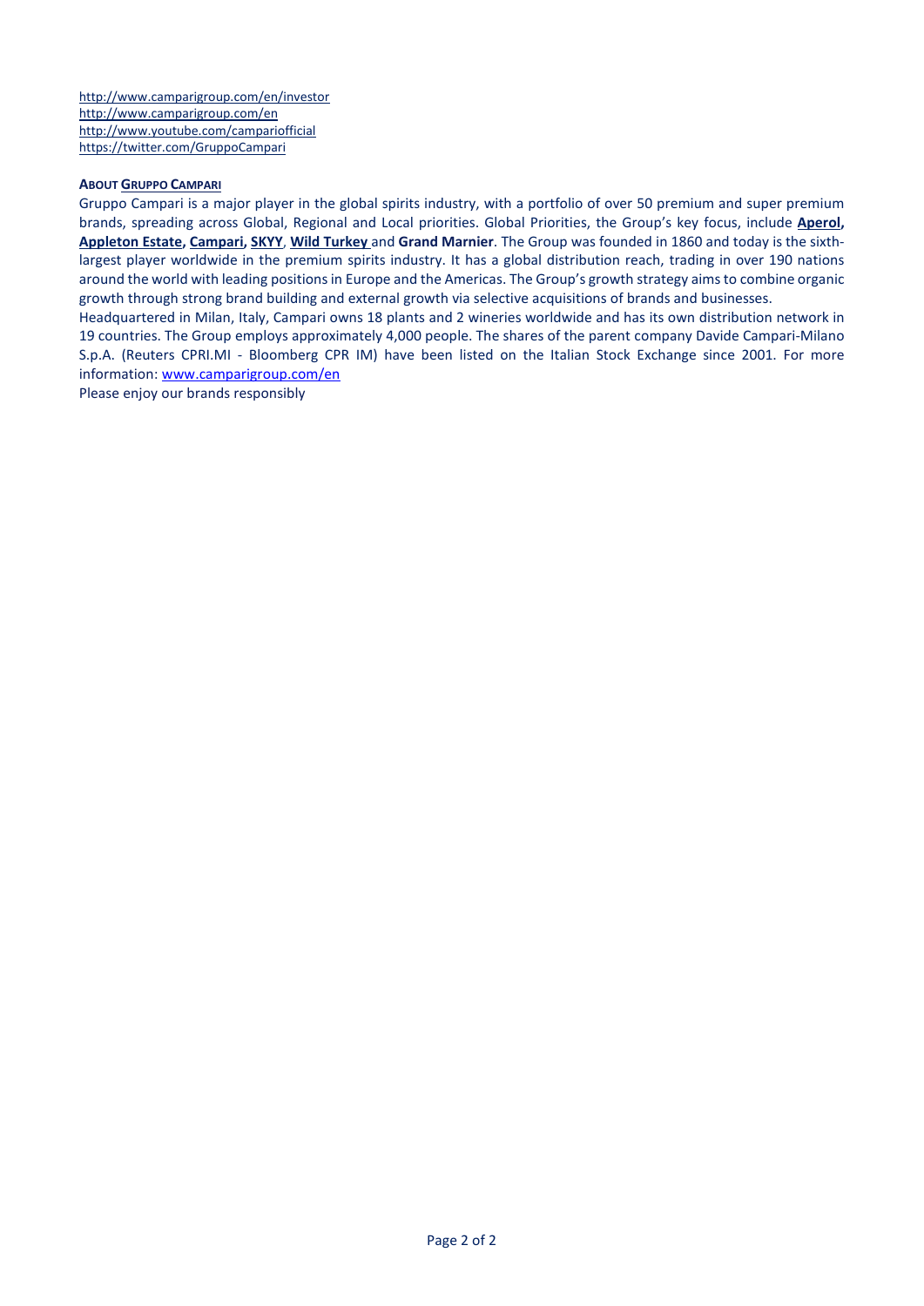http://www.camparigroup.com/en/investor
http://www.camparigroup.com/en
http://www.youtube.com/campariofficial
https://twitter.com/GruppoCampari

**ABOUT GRUPPO CAMPARI**

Gruppo Campari is a major player in the global spirits industry, with a portfolio of over 50 premium and super premium brands, spreading across Global, Regional and Local priorities. Global Priorities, the Group's key focus, include **Aperol, Appleton Estate, Campari, SKYY**, **Wild Turkey** and **Grand Marnier**. The Group was founded in 1860 and today is the sixth-largest player worldwide in the premium spirits industry. It has a global distribution reach, trading in over 190 nations around the world with leading positions in Europe and the Americas. The Group's growth strategy aims to combine organic growth through strong brand building and external growth via selective acquisitions of brands and businesses.

Headquartered in Milan, Italy, Campari owns 18 plants and 2 wineries worldwide and has its own distribution network in 19 countries. The Group employs approximately 4,000 people. The shares of the parent company Davide Campari-Milano S.p.A. (Reuters CPRI.MI - Bloomberg CPR IM) have been listed on the Italian Stock Exchange since 2001. For more information: www.camparigroup.com/en

Please enjoy our brands responsibly